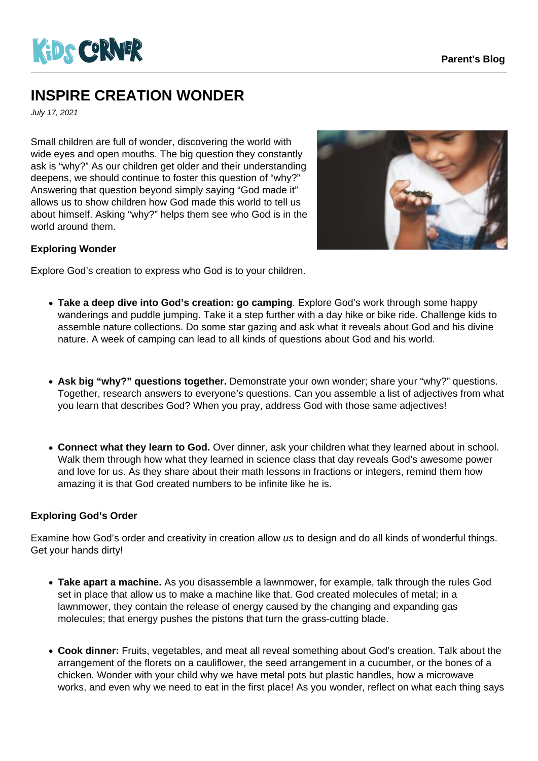# INSPIRE CREATION WONDER

*July 17, 2021*

Small children are full of wonder, discovering the world with wide eyes and open mouths. The big question they constantly ask is "why?" As our children get older and their understanding deepens, we should continue to foster this question of "why?" Answering that question beyond simply saying "God made it" allows us to show children how God made this world to tell us about himself. Asking "why?" helps them see who God is in the world around them.

**Exploring Wonder**

Explore God's creation to express who God is to your children.

- **Take a deep dive into God's creation: go camping**. Explore God's work through some happy wanderings and puddle jumping. Take it a step further with a day hike or bike ride. Challenge kids to assemble nature collections. Do some star gazing and ask what it reveals about God and his divine nature. A week of camping can lead to all kinds of questions about God and his world.

- **Ask big "why?" questions together.** Demonstrate your own wonder; share your "why?" questions. Together, research answers to everyone's questions. Can you assemble a list of adjectives from what you learn that describes God? When you pray, address God with those same adjectives!

- **Connect what they learn to God.** Over dinner, ask your children what they learned about in school. Walk them through how what they learned in science class that day reveals God's awesome power and love for us. As they share about their math lessons in fractions or integers, remind them how amazing it is that God created numbers to be infinite like he is.

**Exploring God's Order**

Examine how God's order and creativity in creation allow *us* to design and do all kinds of wonderful things. Get your hands dirty!

- **Take apart a machine.** As you disassemble a lawnmower, for example, talk through the rules God set in place that allow us to make a machine like that. God created molecules of metal; in a lawnmower, they contain the release of energy caused by the changing and expanding gas molecules; that energy pushes the pistons that turn the grass-cutting blade.

- **Cook dinner:** Fruits, vegetables, and meat all reveal something about God's creation. Talk about the arrangement of the florets on a cauliflower, the seed arrangement in a cucumber, or the bones of a chicken. Wonder with your child why we have metal pots but plastic handles, how a microwave works, and even why we need to eat in the first place! As you wonder, reflect on what each thing says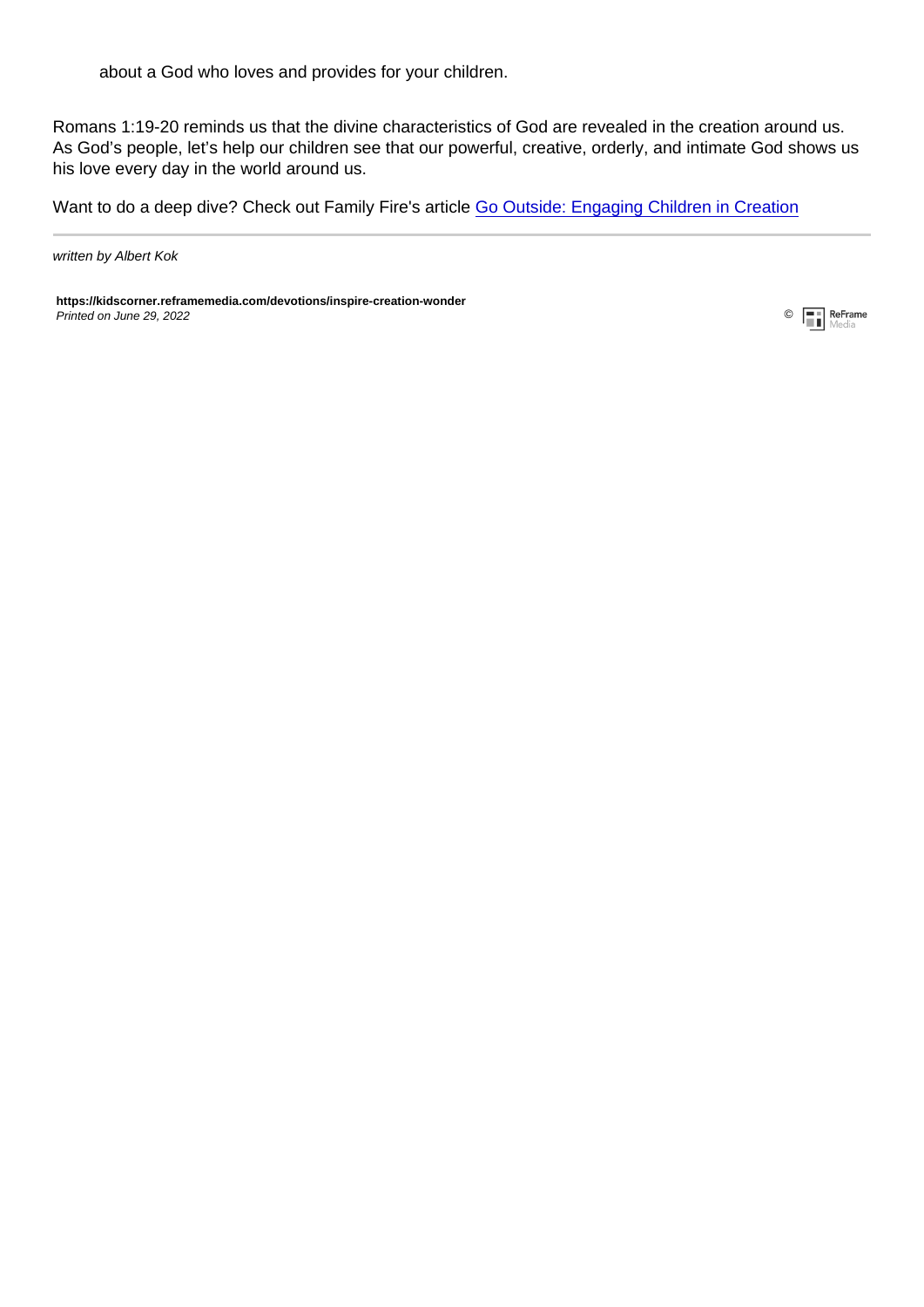about a God who loves and provides for your children.

Romans 1:19-20 reminds us that the divine characteristics of God are revealed in the creation around us. As God's people, let's help our children see that our powerful, creative, orderly, and intimate God shows us his love every day in the world around us.

Want to do a deep dive? Check out Family Fire's article Go Outside: Engaging Children in Creation

---

*written by Albert Kok*

**https://kidscorner.reframemedia.com/devotions/inspire-creation-wonder**
*Printed on June 29, 2022*

© ReFrame Media